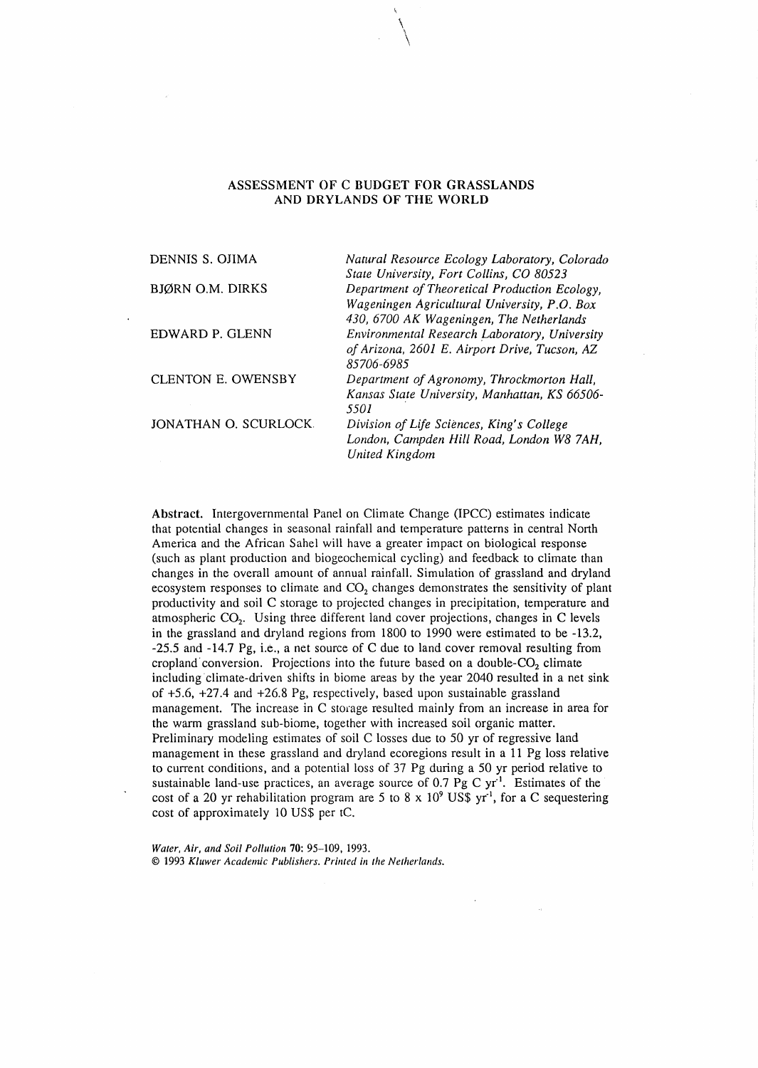# ASSESSMENT OF C BUDGET FOR GRASSLANDS AND DRYLANDS OF THE WORLD

DENNIS S. OJIMA — *Natural Resource Ecology Laboratory, Colorado State University, Fort Collins, CO 80523*

BJØRN O.M. DIRKS — *Department of Theoretical Production Ecology, Wageningen Agricultural University, P.O. Box 430, 6700 AK Wageningen, The Netherlands*

EDWARD P. GLENN — *Environmental Research Laboratory, University of Arizona, 2601 E. Airport Drive, Tucson, AZ 85706-6985*

CLENTON E. OWENSBY — *Department of Agronomy, Throckmorton Hall, Kansas State University, Manhattan, KS 66506-5501*

JONATHAN O. SCURLOCK — *Division of Life Sciences, King's College London, Campden Hill Road, London W8 7AH, United Kingdom*

**Abstract.** Intergovernmental Panel on Climate Change (IPCC) estimates indicate that potential changes in seasonal rainfall and temperature patterns in central North America and the African Sahel will have a greater impact on biological response (such as plant production and biogeochemical cycling) and feedback to climate than changes in the overall amount of annual rainfall. Simulation of grassland and dryland ecosystem responses to climate and $CO_2$ changes demonstrates the sensitivity of plant productivity and soil C storage to projected changes in precipitation, temperature and atmospheric $CO_2$. Using three different land cover projections, changes in C levels in the grassland and dryland regions from 1800 to 1990 were estimated to be -13.2, -25.5 and -14.7 Pg, i.e., a net source of C due to land cover removal resulting from cropland conversion. Projections into the future based on a double-$CO_2$ climate including climate-driven shifts in biome areas by the year 2040 resulted in a net sink of +5.6, +27.4 and +26.8 Pg, respectively, based upon sustainable grassland management. The increase in C storage resulted mainly from an increase in area for the warm grassland sub-biome, together with increased soil organic matter. Preliminary modeling estimates of soil C losses due to 50 yr of regressive land management in these grassland and dryland ecoregions result in a 11 Pg loss relative to current conditions, and a potential loss of 37 Pg during a 50 yr period relative to sustainable land-use practices, an average source of 0.7 Pg C $yr^{-1}$. Estimates of the cost of a 20 yr rehabilitation program are 5 to 8 x $10^9$ US\$ $yr^{-1}$, for a C sequestering cost of approximately 10 US\$ per tC.

*Water, Air, and Soil Pollution* **70**: 95–109, 1993.
© 1993 *Kluwer Academic Publishers. Printed in the Netherlands.*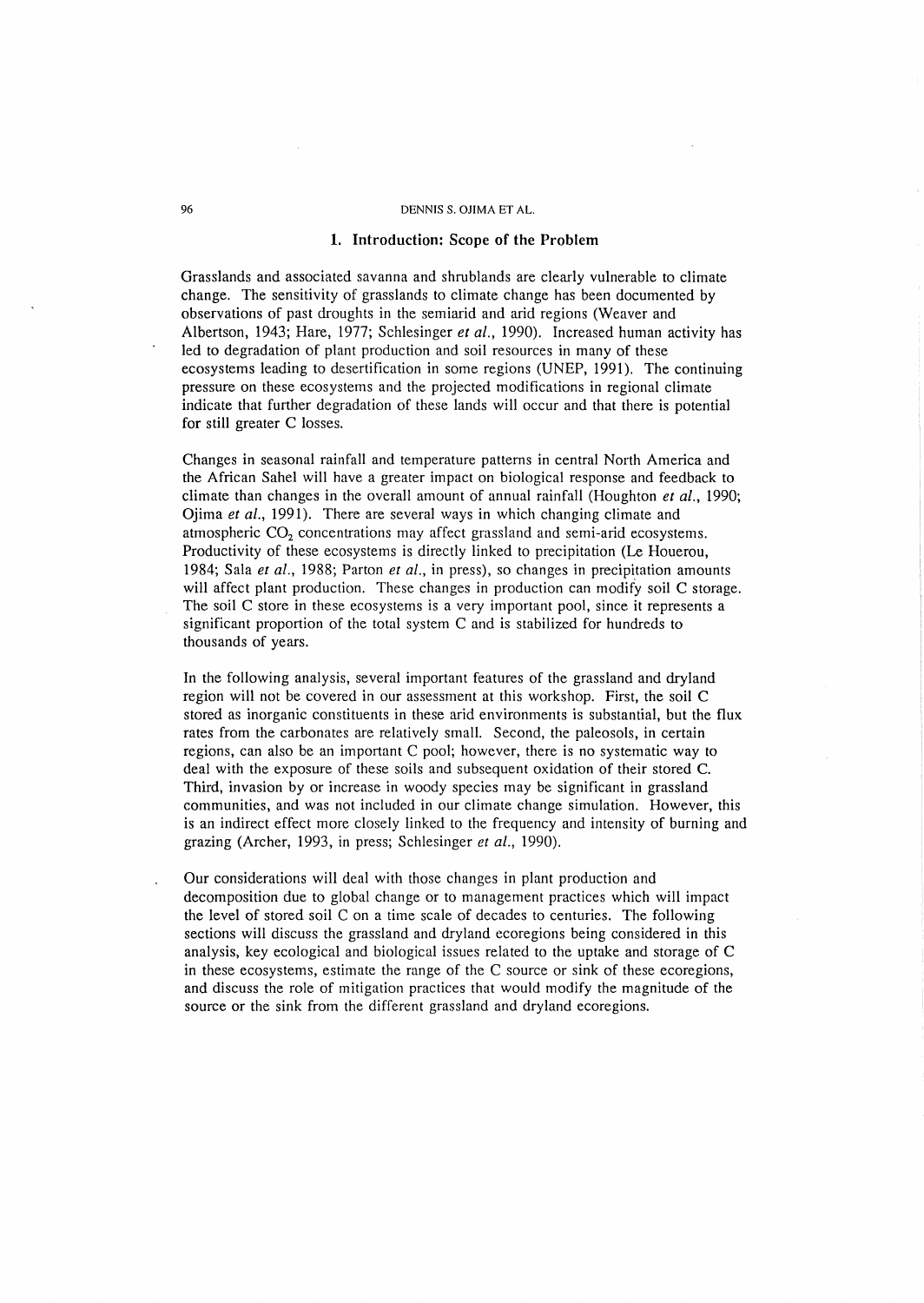## 1. Introduction: Scope of the Problem

Grasslands and associated savanna and shrublands are clearly vulnerable to climate change. The sensitivity of grasslands to climate change has been documented by observations of past droughts in the semiarid and arid regions (Weaver and Albertson, 1943; Hare, 1977; Schlesinger *et al.*, 1990). Increased human activity has led to degradation of plant production and soil resources in many of these ecosystems leading to desertification in some regions (UNEP, 1991). The continuing pressure on these ecosystems and the projected modifications in regional climate indicate that further degradation of these lands will occur and that there is potential for still greater C losses.

Changes in seasonal rainfall and temperature patterns in central North America and the African Sahel will have a greater impact on biological response and feedback to climate than changes in the overall amount of annual rainfall (Houghton *et al.*, 1990; Ojima *et al.*, 1991). There are several ways in which changing climate and atmospheric $CO_2$ concentrations may affect grassland and semi-arid ecosystems. Productivity of these ecosystems is directly linked to precipitation (Le Houerou, 1984; Sala *et al.*, 1988; Parton *et al.*, in press), so changes in precipitation amounts will affect plant production. These changes in production can modify soil C storage. The soil C store in these ecosystems is a very important pool, since it represents a significant proportion of the total system C and is stabilized for hundreds to thousands of years.

In the following analysis, several important features of the grassland and dryland region will not be covered in our assessment at this workshop. First, the soil C stored as inorganic constituents in these arid environments is substantial, but the flux rates from the carbonates are relatively small. Second, the paleosols, in certain regions, can also be an important C pool; however, there is no systematic way to deal with the exposure of these soils and subsequent oxidation of their stored C. Third, invasion by or increase in woody species may be significant in grassland communities, and was not included in our climate change simulation. However, this is an indirect effect more closely linked to the frequency and intensity of burning and grazing (Archer, 1993, in press; Schlesinger *et al.*, 1990).

Our considerations will deal with those changes in plant production and decomposition due to global change or to management practices which will impact the level of stored soil C on a time scale of decades to centuries. The following sections will discuss the grassland and dryland ecoregions being considered in this analysis, key ecological and biological issues related to the uptake and storage of C in these ecosystems, estimate the range of the C source or sink of these ecoregions, and discuss the role of mitigation practices that would modify the magnitude of the source or the sink from the different grassland and dryland ecoregions.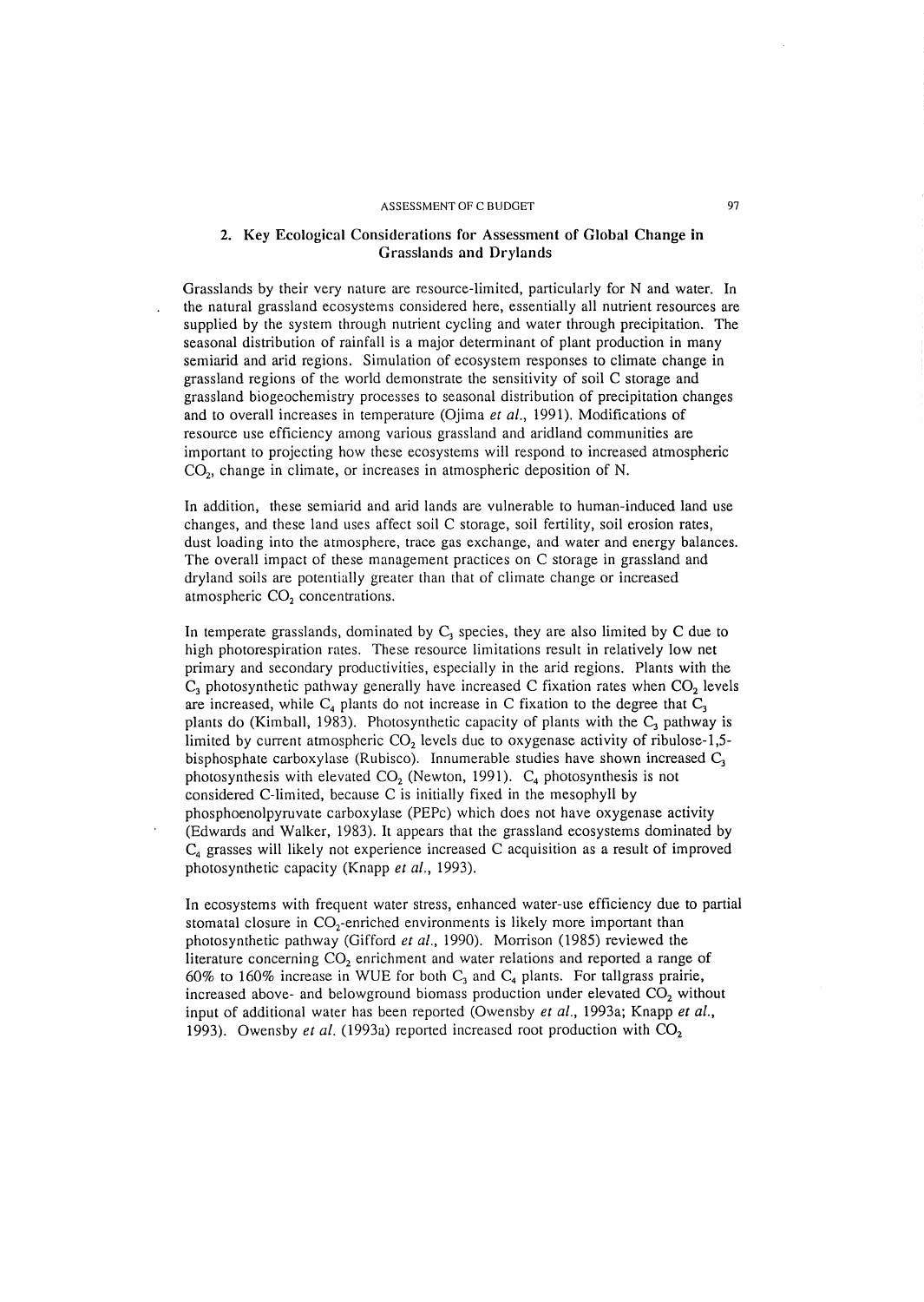## 2. Key Ecological Considerations for Assessment of Global Change in Grasslands and Drylands

Grasslands by their very nature are resource-limited, particularly for N and water. In the natural grassland ecosystems considered here, essentially all nutrient resources are supplied by the system through nutrient cycling and water through precipitation. The seasonal distribution of rainfall is a major determinant of plant production in many semiarid and arid regions. Simulation of ecosystem responses to climate change in grassland regions of the world demonstrate the sensitivity of soil C storage and grassland biogeochemistry processes to seasonal distribution of precipitation changes and to overall increases in temperature (Ojima *et al.*, 1991). Modifications of resource use efficiency among various grassland and aridland communities are important to projecting how these ecosystems will respond to increased atmospheric $CO_2$, change in climate, or increases in atmospheric deposition of N.

In addition, these semiarid and arid lands are vulnerable to human-induced land use changes, and these land uses affect soil C storage, soil fertility, soil erosion rates, dust loading into the atmosphere, trace gas exchange, and water and energy balances. The overall impact of these management practices on C storage in grassland and dryland soils are potentially greater than that of climate change or increased atmospheric $CO_2$ concentrations.

In temperate grasslands, dominated by $C_3$ species, they are also limited by C due to high photorespiration rates. These resource limitations result in relatively low net primary and secondary productivities, especially in the arid regions. Plants with the $C_3$ photosynthetic pathway generally have increased C fixation rates when $CO_2$ levels are increased, while $C_4$ plants do not increase in C fixation to the degree that $C_3$ plants do (Kimball, 1983). Photosynthetic capacity of plants with the $C_3$ pathway is limited by current atmospheric $CO_2$ levels due to oxygenase activity of ribulose-1,5-bisphosphate carboxylase (Rubisco). Innumerable studies have shown increased $C_3$ photosynthesis with elevated $CO_2$ (Newton, 1991). $C_4$ photosynthesis is not considered C-limited, because C is initially fixed in the mesophyll by phosphoenolpyruvate carboxylase (PEPc) which does not have oxygenase activity (Edwards and Walker, 1983). It appears that the grassland ecosystems dominated by $C_4$ grasses will likely not experience increased C acquisition as a result of improved photosynthetic capacity (Knapp *et al.*, 1993).

In ecosystems with frequent water stress, enhanced water-use efficiency due to partial stomatal closure in $CO_2$-enriched environments is likely more important than photosynthetic pathway (Gifford *et al.*, 1990). Morrison (1985) reviewed the literature concerning $CO_2$ enrichment and water relations and reported a range of 60% to 160% increase in WUE for both $C_3$ and $C_4$ plants. For tallgrass prairie, increased above- and belowground biomass production under elevated $CO_2$ without input of additional water has been reported (Owensby *et al.*, 1993a; Knapp *et al.*, 1993). Owensby *et al.* (1993a) reported increased root production with $CO_2$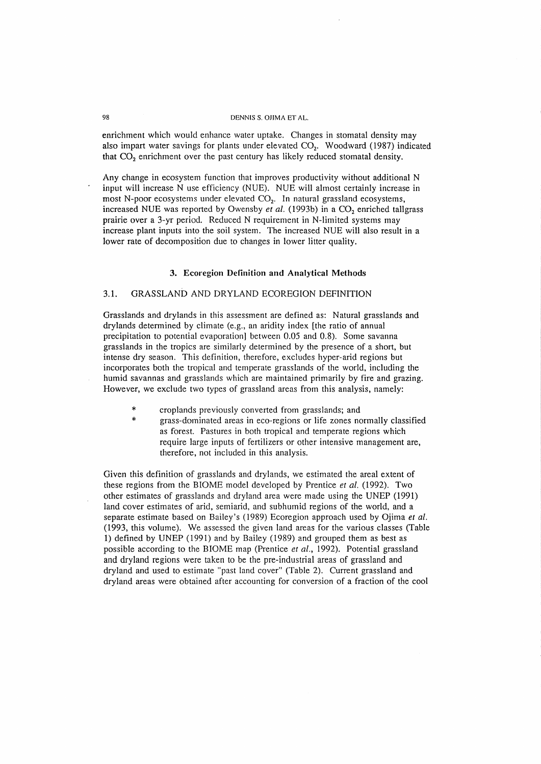enrichment which would enhance water uptake. Changes in stomatal density may also impart water savings for plants under elevated $CO_2$. Woodward (1987) indicated that $CO_2$ enrichment over the past century has likely reduced stomatal density.

Any change in ecosystem function that improves productivity without additional N input will increase N use efficiency (NUE). NUE will almost certainly increase in most N-poor ecosystems under elevated $CO_2$. In natural grassland ecosystems, increased NUE was reported by Owensby *et al.* (1993b) in a $CO_2$ enriched tallgrass prairie over a 3-yr period. Reduced N requirement in N-limited systems may increase plant inputs into the soil system. The increased NUE will also result in a lower rate of decomposition due to changes in lower litter quality.

## 3. Ecoregion Definition and Analytical Methods

### 3.1. GRASSLAND AND DRYLAND ECOREGION DEFINITION

Grasslands and drylands in this assessment are defined as: Natural grasslands and drylands determined by climate (e.g., an aridity index [the ratio of annual precipitation to potential evaporation] between 0.05 and 0.8). Some savanna grasslands in the tropics are similarly determined by the presence of a short, but intense dry season. This definition, therefore, excludes hyper-arid regions but incorporates both the tropical and temperate grasslands of the world, including the humid savannas and grasslands which are maintained primarily by fire and grazing. However, we exclude two types of grassland areas from this analysis, namely:

* croplands previously converted from grasslands; and
* grass-dominated areas in eco-regions or life zones normally classified as forest. Pastures in both tropical and temperate regions which require large inputs of fertilizers or other intensive management are, therefore, not included in this analysis.

Given this definition of grasslands and drylands, we estimated the areal extent of these regions from the BIOME model developed by Prentice *et al.* (1992). Two other estimates of grasslands and dryland area were made using the UNEP (1991) land cover estimates of arid, semiarid, and subhumid regions of the world, and a separate estimate based on Bailey's (1989) Ecoregion approach used by Ojima *et al.* (1993, this volume). We assessed the given land areas for the various classes (Table 1) defined by UNEP (1991) and by Bailey (1989) and grouped them as best as possible according to the BIOME map (Prentice *et al.*, 1992). Potential grassland and dryland regions were taken to be the pre-industrial areas of grassland and dryland and used to estimate "past land cover" (Table 2). Current grassland and dryland areas were obtained after accounting for conversion of a fraction of the cool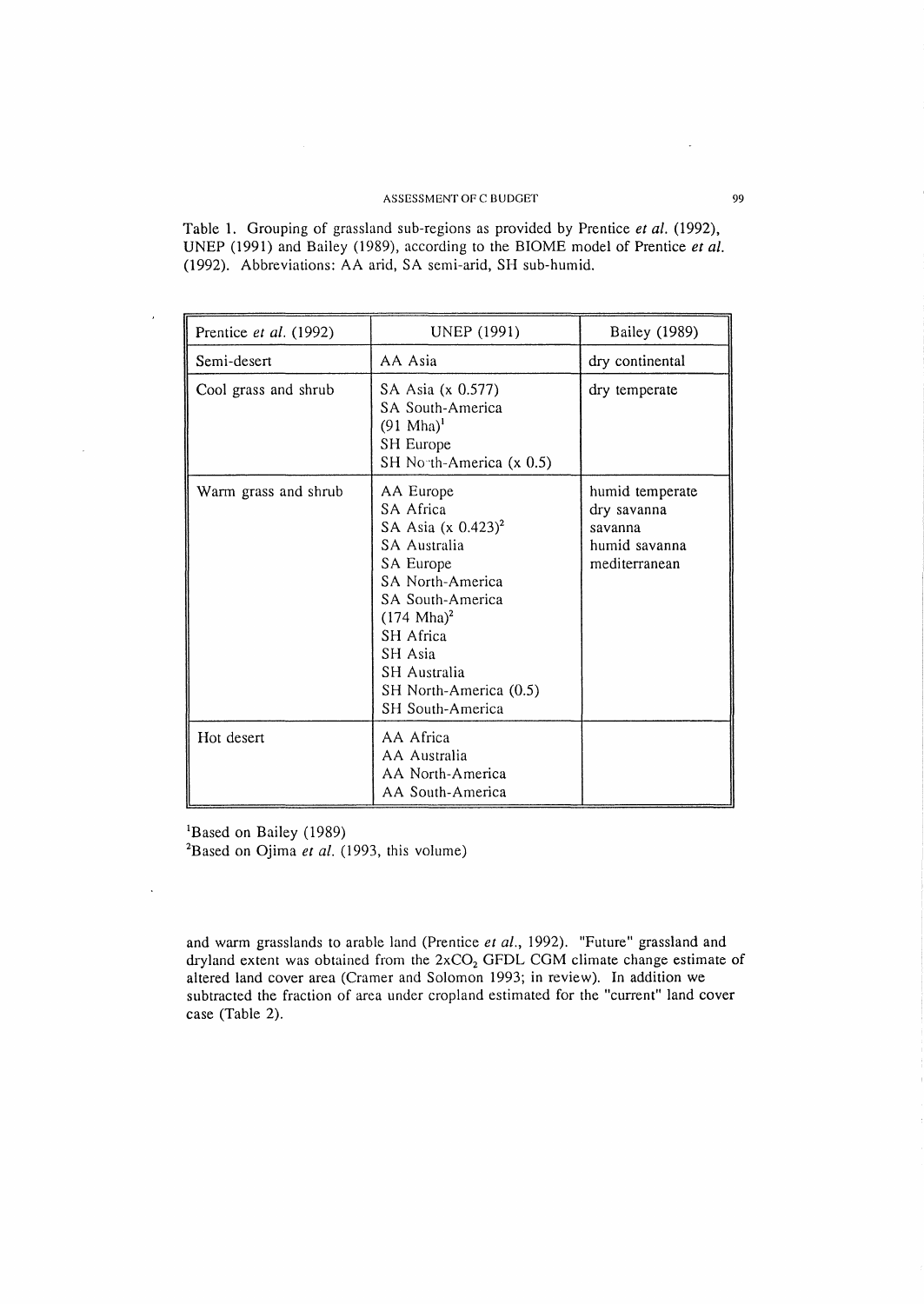Table 1. Grouping of grassland sub-regions as provided by Prentice *et al.* (1992), UNEP (1991) and Bailey (1989), according to the BIOME model of Prentice *et al.* (1992). Abbreviations: AA arid, SA semi-arid, SH sub-humid.

| Prentice *et al.* (1992) | UNEP (1991) | Bailey (1989) |
|---|---|---|
| Semi-desert | AA Asia | dry continental |
| Cool grass and shrub | SA Asia (x 0.577)<br>SA South-America (91 Mha)[1]<br>SH Europe<br>SH No th-America (x 0.5) | dry temperate |
| Warm grass and shrub | AA Europe<br>SA Africa<br>SA Asia (x 0.423)[2]<br>SA Australia<br>SA Europe<br>SA North-America<br>SA South-America (174 Mha)[2]<br>SH Africa<br>SH Asia<br>SH Australia<br>SH North-America (0.5)<br>SH South-America | humid temperate<br>dry savanna<br>savanna<br>humid savanna<br>mediterranean |
| Hot desert | AA Africa<br>AA Australia<br>AA North-America<br>AA South-America | |

[1]Based on Bailey (1989)
[2]Based on Ojima *et al.* (1993, this volume)

and warm grasslands to arable land (Prentice *et al.*, 1992). "Future" grassland and dryland extent was obtained from the 2x$CO_2$ GFDL CGM climate change estimate of altered land cover area (Cramer and Solomon 1993; in review). In addition we subtracted the fraction of area under cropland estimated for the "current" land cover case (Table 2).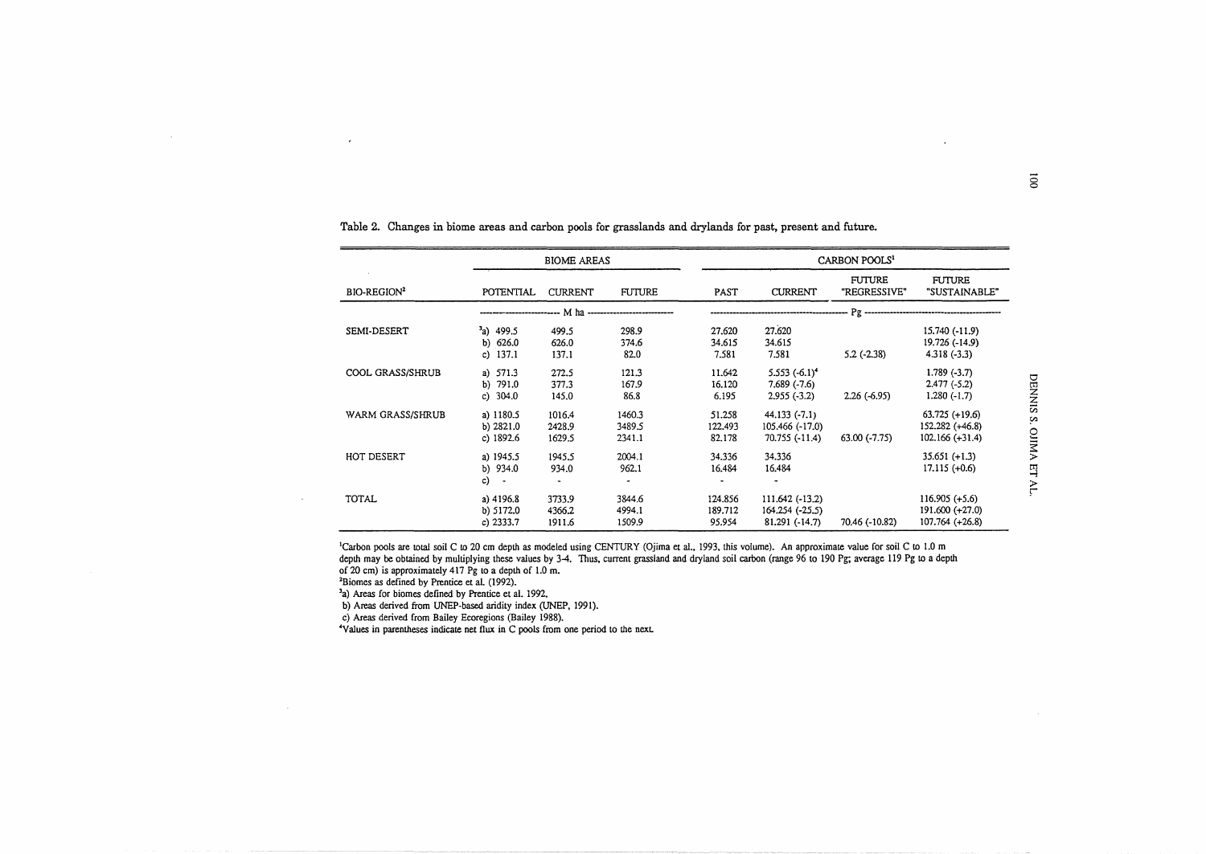Table 2. Changes in biome areas and carbon pools for grasslands and drylands for past, present and future.

| | BIOME AREAS | | | CARBON POOLS[1] | | | |
|---|---|---|---|---|---|---|---|
| BIO-REGION[2] | POTENTIAL | CURRENT | FUTURE | PAST | CURRENT | FUTURE "REGRESSIVE" | FUTURE "SUSTAINABLE" |
| | M ha | | | Pg | | | |
| SEMI-DESERT | [3]a) 499.5 | 499.5 | 298.9 | 27.620 | 27.620 | | 15.740 (-11.9) |
| | b) 626.0 | 626.0 | 374.6 | 34.615 | 34.615 | | 19.726 (-14.9) |
| | c) 137.1 | 137.1 | 82.0 | 7.581 | 7.581 | 5.2 (-2.38) | 4.318 (-3.3) |
| COOL GRASS/SHRUB | a) 571.3 | 272.5 | 121.3 | 11.642 | 5.553 (-6.1)[4] | | 1.789 (-3.7) |
| | b) 791.0 | 377.3 | 167.9 | 16.120 | 7.689 (-7.6) | | 2.477 (-5.2) |
| | c) 304.0 | 145.0 | 86.8 | 6.195 | 2.955 (-3.2) | 2.26 (-6.95) | 1.280 (-1.7) |
| WARM GRASS/SHRUB | a) 1180.5 | 1016.4 | 1460.3 | 51.258 | 44.133 (-7.1) | | 63.725 (+19.6) |
| | b) 2821.0 | 2428.9 | 3489.5 | 122.493 | 105.466 (-17.0) | | 152.282 (+46.8) |
| | c) 1892.6 | 1629.5 | 2341.1 | 82.178 | 70.755 (-11.4) | 63.00 (-7.75) | 102.166 (+31.4) |
| HOT DESERT | a) 1945.5 | 1945.5 | 2004.1 | 34.336 | 34.336 | | 35.651 (+1.3) |
| | b) 934.0 | 934.0 | 962.1 | 16.484 | 16.484 | | 17.115 (+0.6) |
| | c) - | - | - | - | - | | |
| TOTAL | a) 4196.8 | 3733.9 | 3844.6 | 124.856 | 111.642 (-13.2) | | 116.905 (+5.6) |
| | b) 5172.0 | 4366.2 | 4994.1 | 189.712 | 164.254 (-25.5) | | 191.600 (+27.0) |
| | c) 2333.7 | 1911.6 | 1509.9 | 95.954 | 81.291 (-14.7) | 70.46 (-10.82) | 107.764 (+26.8) |

[1]Carbon pools are total soil C to 20 cm depth as modeled using CENTURY (Ojima et al., 1993, this volume). An approximate value for soil C to 1.0 m depth may be obtained by multiplying these values by 3-4. Thus, current grassland and dryland soil carbon (range 96 to 190 Pg; average 119 Pg to a depth of 20 cm) is approximately 417 Pg to a depth of 1.0 m.

[2]Biomes as defined by Prentice et al. (1992).

[3]a) Areas for biomes defined by Prentice et al. 1992.
b) Areas derived from UNEP-based aridity index (UNEP, 1991).
c) Areas derived from Bailey Ecoregions (Bailey 1988).

[4]Values in parentheses indicate net flux in C pools from one period to the next.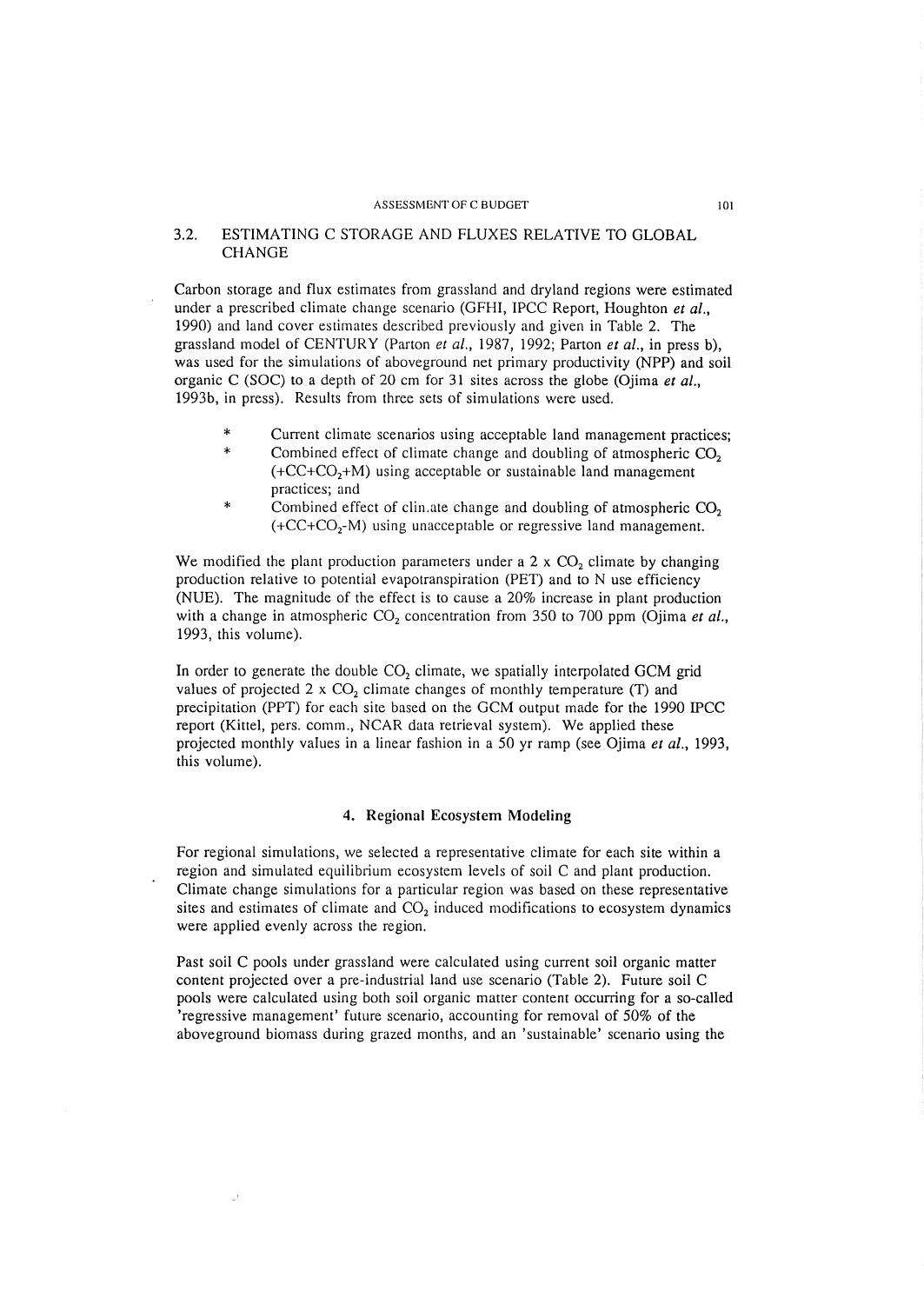### 3.2. ESTIMATING C STORAGE AND FLUXES RELATIVE TO GLOBAL CHANGE

Carbon storage and flux estimates from grassland and dryland regions were estimated under a prescribed climate change scenario (GFHI, IPCC Report, Houghton *et al.*, 1990) and land cover estimates described previously and given in Table 2. The grassland model of CENTURY (Parton *et al.*, 1987, 1992; Parton *et al.*, in press b), was used for the simulations of aboveground net primary productivity (NPP) and soil organic C (SOC) to a depth of 20 cm for 31 sites across the globe (Ojima *et al.*, 1993b, in press). Results from three sets of simulations were used.

- Current climate scenarios using acceptable land management practices;
- Combined effect of climate change and doubling of atmospheric $CO_2$ (+CC+$CO_2$+M) using acceptable or sustainable land management practices; and
- Combined effect of clin.ate change and doubling of atmospheric $CO_2$ (+CC+$CO_2$-M) using unacceptable or regressive land management.

We modified the plant production parameters under a 2 x $CO_2$ climate by changing production relative to potential evapotranspiration (PET) and to N use efficiency (NUE). The magnitude of the effect is to cause a 20% increase in plant production with a change in atmospheric $CO_2$ concentration from 350 to 700 ppm (Ojima *et al.*, 1993, this volume).

In order to generate the double $CO_2$ climate, we spatially interpolated GCM grid values of projected 2 x $CO_2$ climate changes of monthly temperature (T) and precipitation (PPT) for each site based on the GCM output made for the 1990 IPCC report (Kittel, pers. comm., NCAR data retrieval system). We applied these projected monthly values in a linear fashion in a 50 yr ramp (see Ojima *et al.*, 1993, this volume).

## 4. Regional Ecosystem Modeling

For regional simulations, we selected a representative climate for each site within a region and simulated equilibrium ecosystem levels of soil C and plant production. Climate change simulations for a particular region was based on these representative sites and estimates of climate and $CO_2$ induced modifications to ecosystem dynamics were applied evenly across the region.

Past soil C pools under grassland were calculated using current soil organic matter content projected over a pre-industrial land use scenario (Table 2). Future soil C pools were calculated using both soil organic matter content occurring for a so-called 'regressive management' future scenario, accounting for removal of 50% of the aboveground biomass during grazed months, and an 'sustainable' scenario using the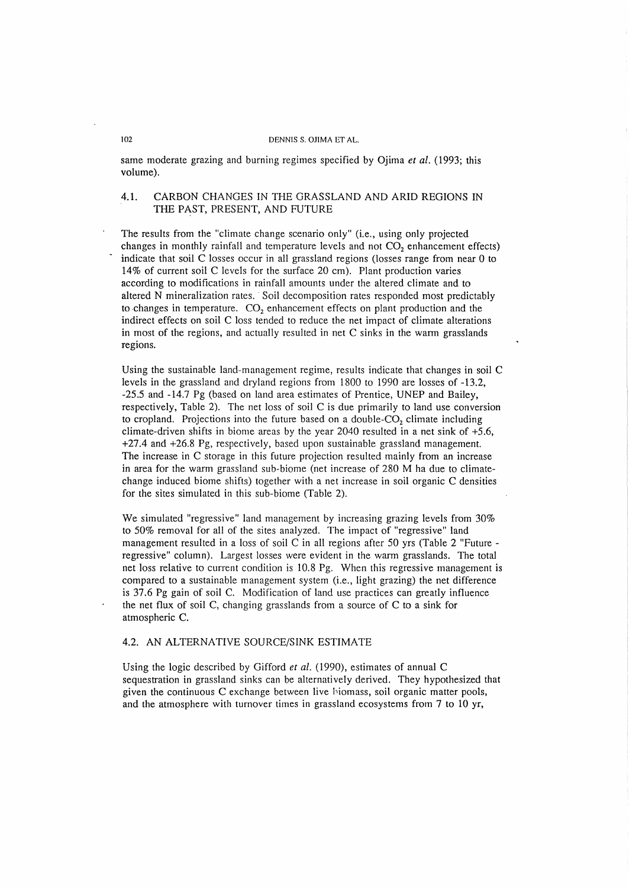same moderate grazing and burning regimes specified by Ojima *et al.* (1993; this volume).

### 4.1. CARBON CHANGES IN THE GRASSLAND AND ARID REGIONS IN THE PAST, PRESENT, AND FUTURE

The results from the "climate change scenario only" (i.e., using only projected changes in monthly rainfall and temperature levels and not $CO_2$ enhancement effects) indicate that soil C losses occur in all grassland regions (losses range from near 0 to 14% of current soil C levels for the surface 20 cm). Plant production varies according to modifications in rainfall amounts under the altered climate and to altered N mineralization rates. Soil decomposition rates responded most predictably to changes in temperature. $CO_2$ enhancement effects on plant production and the indirect effects on soil C loss tended to reduce the net impact of climate alterations in most of the regions, and actually resulted in net C sinks in the warm grasslands regions.

Using the sustainable land-management regime, results indicate that changes in soil C levels in the grassland and dryland regions from 1800 to 1990 are losses of -13.2, -25.5 and -14.7 Pg (based on land area estimates of Prentice, UNEP and Bailey, respectively, Table 2). The net loss of soil C is due primarily to land use conversion to cropland. Projections into the future based on a double-$CO_2$ climate including climate-driven shifts in biome areas by the year 2040 resulted in a net sink of +5.6, +27.4 and +26.8 Pg, respectively, based upon sustainable grassland management. The increase in C storage in this future projection resulted mainly from an increase in area for the warm grassland sub-biome (net increase of 280 M ha due to climate-change induced biome shifts) together with a net increase in soil organic C densities for the sites simulated in this sub-biome (Table 2).

We simulated "regressive" land management by increasing grazing levels from 30% to 50% removal for all of the sites analyzed. The impact of "regressive" land management resulted in a loss of soil C in all regions after 50 yrs (Table 2 "Future - regressive" column). Largest losses were evident in the warm grasslands. The total net loss relative to current condition is 10.8 Pg. When this regressive management is compared to a sustainable management system (i.e., light grazing) the net difference is 37.6 Pg gain of soil C. Modification of land use practices can greatly influence the net flux of soil C, changing grasslands from a source of C to a sink for atmospheric C.

### 4.2. AN ALTERNATIVE SOURCE/SINK ESTIMATE

Using the logic described by Gifford *et al.* (1990), estimates of annual C sequestration in grassland sinks can be alternatively derived. They hypothesized that given the continuous C exchange between live biomass, soil organic matter pools, and the atmosphere with turnover times in grassland ecosystems from 7 to 10 yr,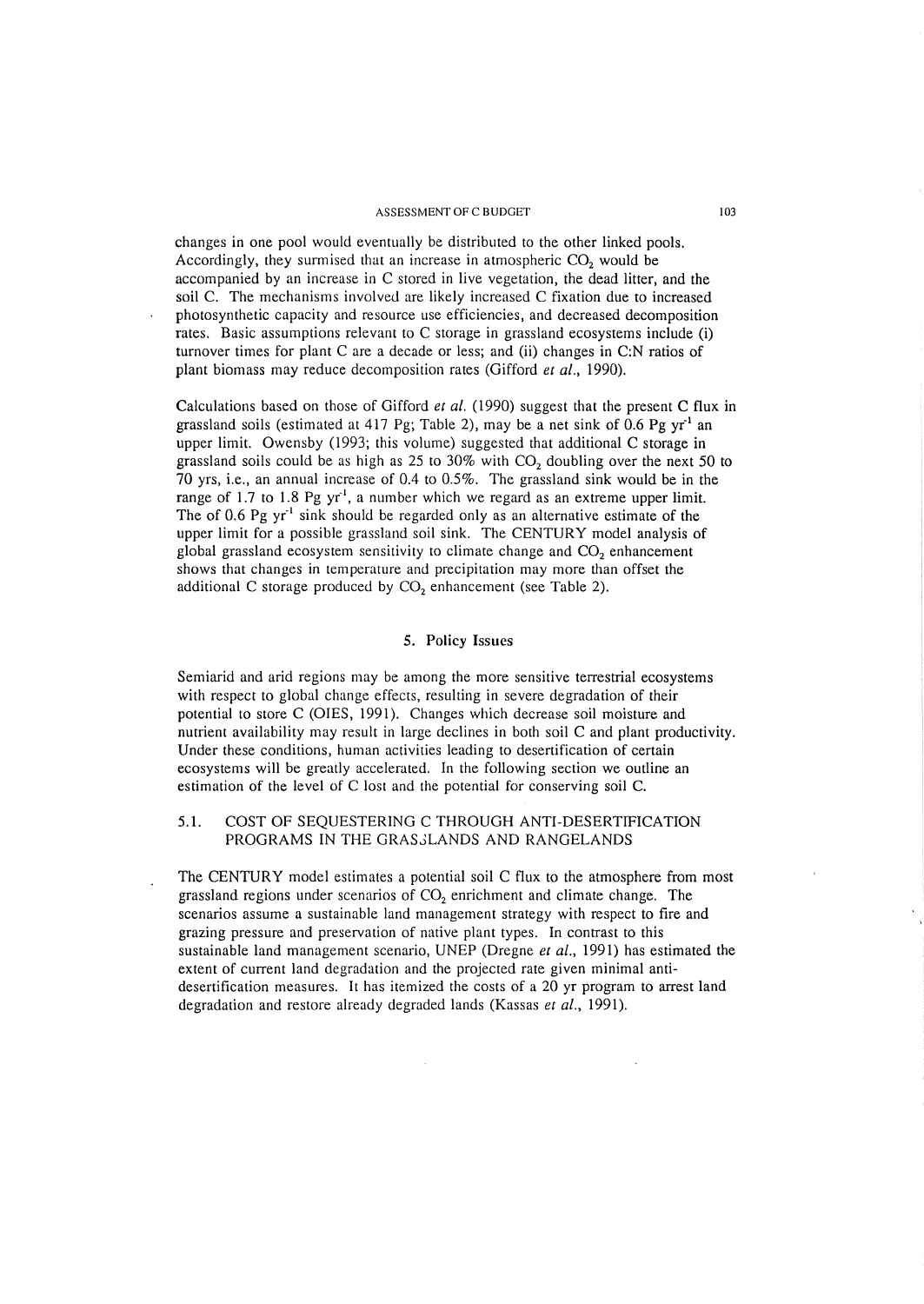changes in one pool would eventually be distributed to the other linked pools. Accordingly, they surmised that an increase in atmospheric $CO_2$ would be accompanied by an increase in C stored in live vegetation, the dead litter, and the soil C. The mechanisms involved are likely increased C fixation due to increased photosynthetic capacity and resource use efficiencies, and decreased decomposition rates. Basic assumptions relevant to C storage in grassland ecosystems include (i) turnover times for plant C are a decade or less; and (ii) changes in C:N ratios of plant biomass may reduce decomposition rates (Gifford *et al.*, 1990).

Calculations based on those of Gifford *et al.* (1990) suggest that the present C flux in grassland soils (estimated at 417 Pg; Table 2), may be a net sink of 0.6 Pg $yr^{-1}$ an upper limit. Owensby (1993; this volume) suggested that additional C storage in grassland soils could be as high as 25 to 30% with $CO_2$ doubling over the next 50 to 70 yrs, i.e., an annual increase of 0.4 to 0.5%. The grassland sink would be in the range of 1.7 to 1.8 Pg $yr^{-1}$, a number which we regard as an extreme upper limit. The of 0.6 Pg $yr^{-1}$ sink should be regarded only as an alternative estimate of the upper limit for a possible grassland soil sink. The CENTURY model analysis of global grassland ecosystem sensitivity to climate change and $CO_2$ enhancement shows that changes in temperature and precipitation may more than offset the additional C storage produced by $CO_2$ enhancement (see Table 2).

## 5. Policy Issues

Semiarid and arid regions may be among the more sensitive terrestrial ecosystems with respect to global change effects, resulting in severe degradation of their potential to store C (OIES, 1991). Changes which decrease soil moisture and nutrient availability may result in large declines in both soil C and plant productivity. Under these conditions, human activities leading to desertification of certain ecosystems will be greatly accelerated. In the following section we outline an estimation of the level of C lost and the potential for conserving soil C.

### 5.1. COST OF SEQUESTERING C THROUGH ANTI-DESERTIFICATION PROGRAMS IN THE GRASSLANDS AND RANGELANDS

The CENTURY model estimates a potential soil C flux to the atmosphere from most grassland regions under scenarios of $CO_2$ enrichment and climate change. The scenarios assume a sustainable land management strategy with respect to fire and grazing pressure and preservation of native plant types. In contrast to this sustainable land management scenario, UNEP (Dregne *et al.*, 1991) has estimated the extent of current land degradation and the projected rate given minimal anti-desertification measures. It has itemized the costs of a 20 yr program to arrest land degradation and restore already degraded lands (Kassas *et al.*, 1991).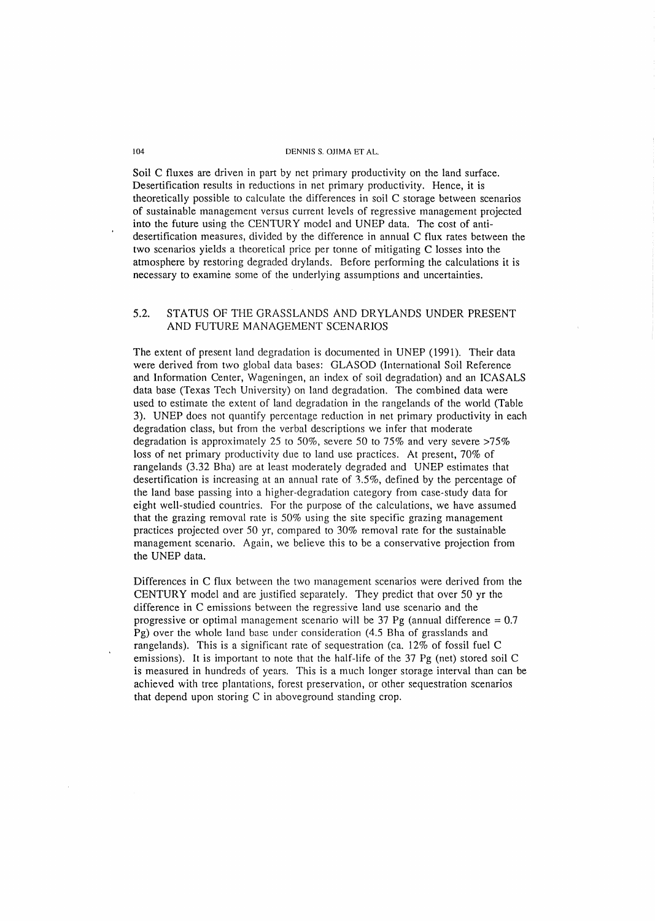Soil C fluxes are driven in part by net primary productivity on the land surface. Desertification results in reductions in net primary productivity. Hence, it is theoretically possible to calculate the differences in soil C storage between scenarios of sustainable management versus current levels of regressive management projected into the future using the CENTURY model and UNEP data. The cost of anti-desertification measures, divided by the difference in annual C flux rates between the two scenarios yields a theoretical price per tonne of mitigating C losses into the atmosphere by restoring degraded drylands. Before performing the calculations it is necessary to examine some of the underlying assumptions and uncertainties.

## 5.2. STATUS OF THE GRASSLANDS AND DRYLANDS UNDER PRESENT AND FUTURE MANAGEMENT SCENARIOS

The extent of present land degradation is documented in UNEP (1991). Their data were derived from two global data bases: GLASOD (International Soil Reference and Information Center, Wageningen, an index of soil degradation) and an ICASALS data base (Texas Tech University) on land degradation. The combined data were used to estimate the extent of land degradation in the rangelands of the world (Table 3). UNEP does not quantify percentage reduction in net primary productivity in each degradation class, but from the verbal descriptions we infer that moderate degradation is approximately 25 to 50%, severe 50 to 75% and very severe >75% loss of net primary productivity due to land use practices. At present, 70% of rangelands (3.32 Bha) are at least moderately degraded and UNEP estimates that desertification is increasing at an annual rate of 3.5%, defined by the percentage of the land base passing into a higher-degradation category from case-study data for eight well-studied countries. For the purpose of the calculations, we have assumed that the grazing removal rate is 50% using the site specific grazing management practices projected over 50 yr, compared to 30% removal rate for the sustainable management scenario. Again, we believe this to be a conservative projection from the UNEP data.

Differences in C flux between the two management scenarios were derived from the CENTURY model and are justified separately. They predict that over 50 yr the difference in C emissions between the regressive land use scenario and the progressive or optimal management scenario will be 37 Pg (annual difference = 0.7 Pg) over the whole land base under consideration (4.5 Bha of grasslands and rangelands). This is a significant rate of sequestration (ca. 12% of fossil fuel C emissions). It is important to note that the half-life of the 37 Pg (net) stored soil C is measured in hundreds of years. This is a much longer storage interval than can be achieved with tree plantations, forest preservation, or other sequestration scenarios that depend upon storing C in aboveground standing crop.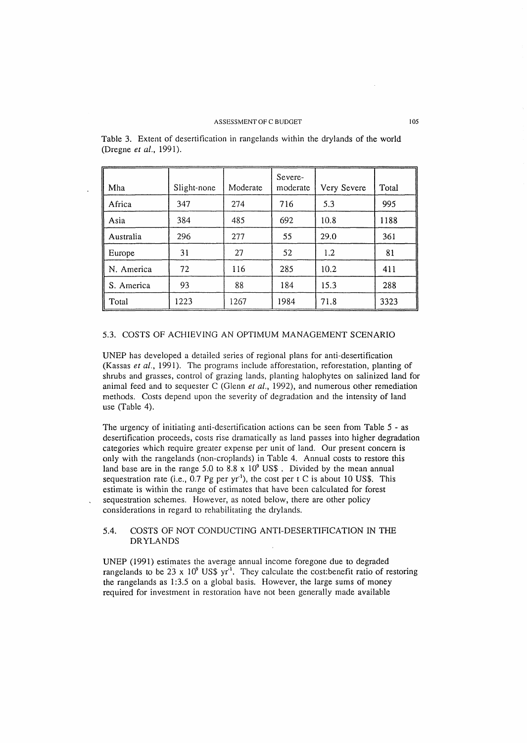Table 3. Extent of desertification in rangelands within the drylands of the world (Dregne *et al.*, 1991).

| Mha | Slight-none | Moderate | Severe-moderate | Very Severe | Total |
|---|---|---|---|---|---|
| Africa | 347 | 274 | 716 | 5.3 | 995 |
| Asia | 384 | 485 | 692 | 10.8 | 1188 |
| Australia | 296 | 277 | 55 | 29.0 | 361 |
| Europe | 31 | 27 | 52 | 1.2 | 81 |
| N. America | 72 | 116 | 285 | 10.2 | 411 |
| S. America | 93 | 88 | 184 | 15.3 | 288 |
| Total | 1223 | 1267 | 1984 | 71.8 | 3323 |

### 5.3. COSTS OF ACHIEVING AN OPTIMUM MANAGEMENT SCENARIO

UNEP has developed a detailed series of regional plans for anti-desertification (Kassas *et al.*, 1991). The programs include afforestation, reforestation, planting of shrubs and grasses, control of grazing lands, planting halophytes on salinized land for animal feed and to sequester C (Glenn *et al.*, 1992), and numerous other remediation methods. Costs depend upon the severity of degradation and the intensity of land use (Table 4).

The urgency of initiating anti-desertification actions can be seen from Table 5 - as desertification proceeds, costs rise dramatically as land passes into higher degradation categories which require greater expense per unit of land. Our present concern is only with the rangelands (non-croplands) in Table 4. Annual costs to restore this land base are in the range 5.0 to 8.8 x $10^9$ US$ . Divided by the mean annual sequestration rate (i.e., 0.7 Pg per $yr^{-1}$), the cost per t C is about 10 US$. This estimate is within the range of estimates that have been calculated for forest sequestration schemes. However, as noted below, there are other policy considerations in regard to rehabilitating the drylands.

### 5.4. COSTS OF NOT CONDUCTING ANTI-DESERTIFICATION IN THE DRYLANDS

UNEP (1991) estimates the average annual income foregone due to degraded rangelands to be 23 x $10^9$ US$ $yr^{-1}$. They calculate the cost:benefit ratio of restoring the rangelands as 1:3.5 on a global basis. However, the large sums of money required for investment in restoration have not been generally made available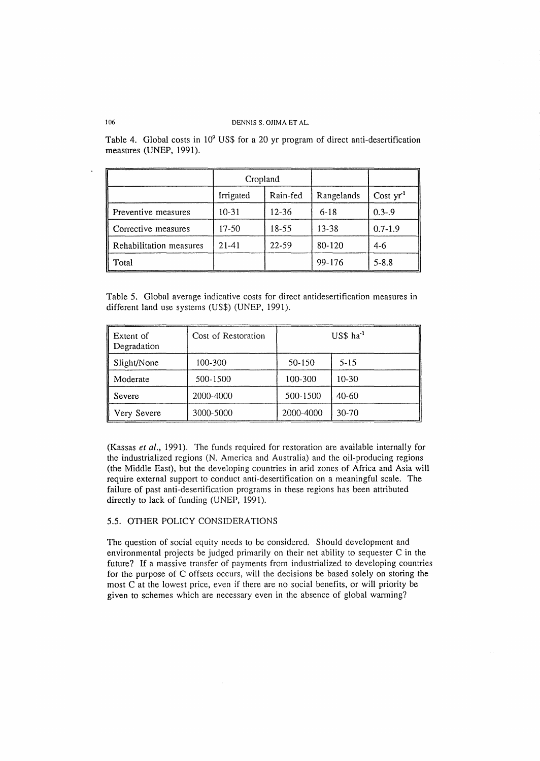Table 4. Global costs in $10^9$ US$ for a 20 yr program of direct anti-desertification measures (UNEP, 1991).

| | Cropland | | | |
|---|---|---|---|---|
| | Irrigated | Rain-fed | Rangelands | Cost $yr^{-1}$ |
| Preventive measures | 10-31 | 12-36 | 6-18 | 0.3-.9 |
| Corrective measures | 17-50 | 18-55 | 13-38 | 0.7-1.9 |
| Rehabilitation measures | 21-41 | 22-59 | 80-120 | 4-6 |
| Total | | | 99-176 | 5-8.8 |

Table 5. Global average indicative costs for direct antidesertification measures in different land use systems (US$) (UNEP, 1991).

| Extent of Degradation | Cost of Restoration | US$ $ha^{-1}$ | |
|---|---|---|---|
| Slight/None | 100-300 | 50-150 | 5-15 |
| Moderate | 500-1500 | 100-300 | 10-30 |
| Severe | 2000-4000 | 500-1500 | 40-60 |
| Very Severe | 3000-5000 | 2000-4000 | 30-70 |

(Kassas *et al.*, 1991). The funds required for restoration are available internally for the industrialized regions (N. America and Australia) and the oil-producing regions (the Middle East), but the developing countries in arid zones of Africa and Asia will require external support to conduct anti-desertification on a meaningful scale. The failure of past anti-desertification programs in these regions has been attributed directly to lack of funding (UNEP, 1991).

### 5.5. OTHER POLICY CONSIDERATIONS

The question of social equity needs to be considered. Should development and environmental projects be judged primarily on their net ability to sequester C in the future? If a massive transfer of payments from industrialized to developing countries for the purpose of C offsets occurs, will the decisions be based solely on storing the most C at the lowest price, even if there are no social benefits, or will priority be given to schemes which are necessary even in the absence of global warming?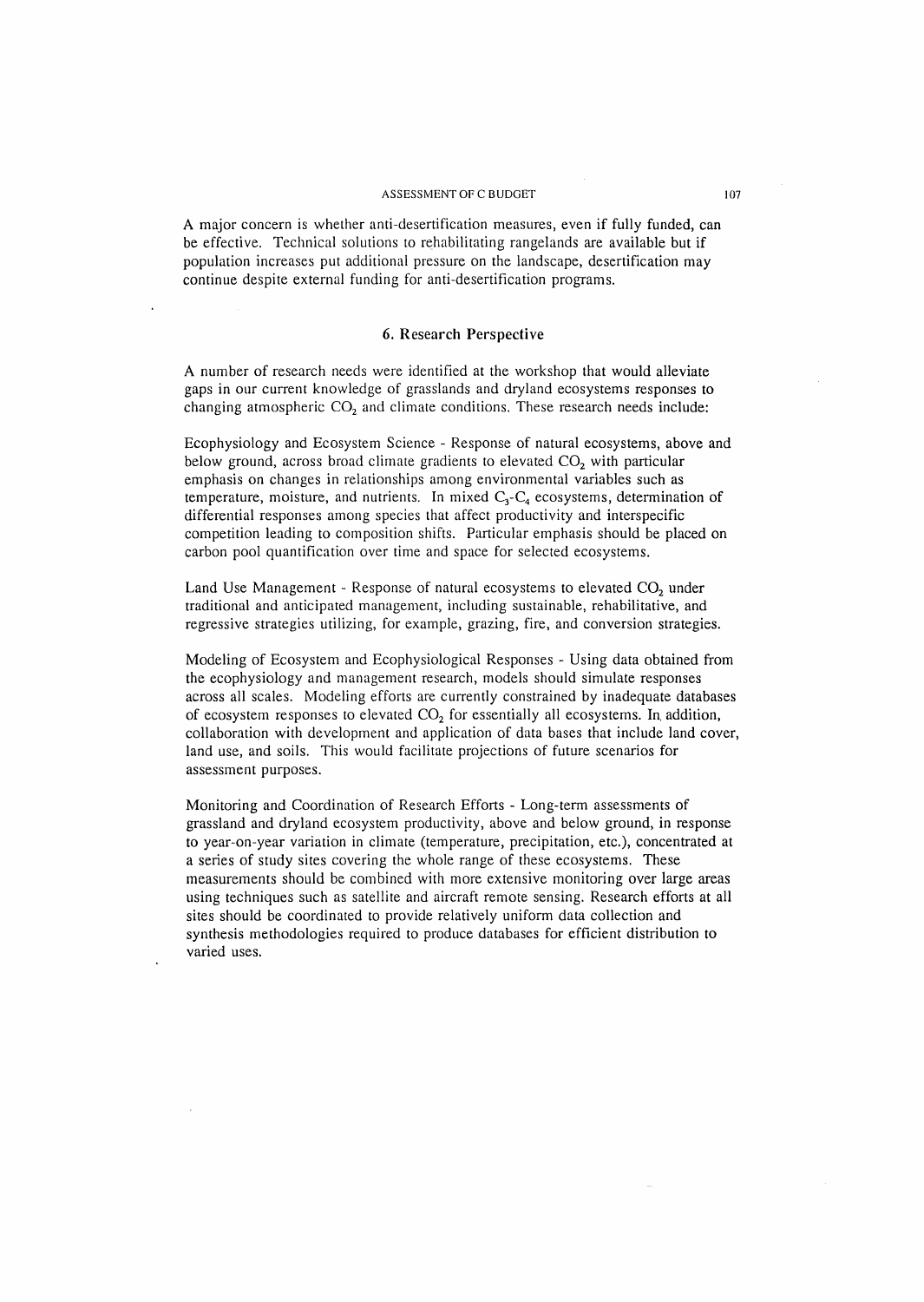A major concern is whether anti-desertification measures, even if fully funded, can be effective. Technical solutions to rehabilitating rangelands are available but if population increases put additional pressure on the landscape, desertification may continue despite external funding for anti-desertification programs.

## 6. Research Perspective

A number of research needs were identified at the workshop that would alleviate gaps in our current knowledge of grasslands and dryland ecosystems responses to changing atmospheric $CO_2$ and climate conditions. These research needs include:

Ecophysiology and Ecosystem Science - Response of natural ecosystems, above and below ground, across broad climate gradients to elevated $CO_2$ with particular emphasis on changes in relationships among environmental variables such as temperature, moisture, and nutrients. In mixed $C_3$-$C_4$ ecosystems, determination of differential responses among species that affect productivity and interspecific competition leading to composition shifts. Particular emphasis should be placed on carbon pool quantification over time and space for selected ecosystems.

Land Use Management - Response of natural ecosystems to elevated $CO_2$ under traditional and anticipated management, including sustainable, rehabilitative, and regressive strategies utilizing, for example, grazing, fire, and conversion strategies.

Modeling of Ecosystem and Ecophysiological Responses - Using data obtained from the ecophysiology and management research, models should simulate responses across all scales. Modeling efforts are currently constrained by inadequate databases of ecosystem responses to elevated $CO_2$ for essentially all ecosystems. In addition, collaboration with development and application of data bases that include land cover, land use, and soils. This would facilitate projections of future scenarios for assessment purposes.

Monitoring and Coordination of Research Efforts - Long-term assessments of grassland and dryland ecosystem productivity, above and below ground, in response to year-on-year variation in climate (temperature, precipitation, etc.), concentrated at a series of study sites covering the whole range of these ecosystems. These measurements should be combined with more extensive monitoring over large areas using techniques such as satellite and aircraft remote sensing. Research efforts at all sites should be coordinated to provide relatively uniform data collection and synthesis methodologies required to produce databases for efficient distribution to varied uses.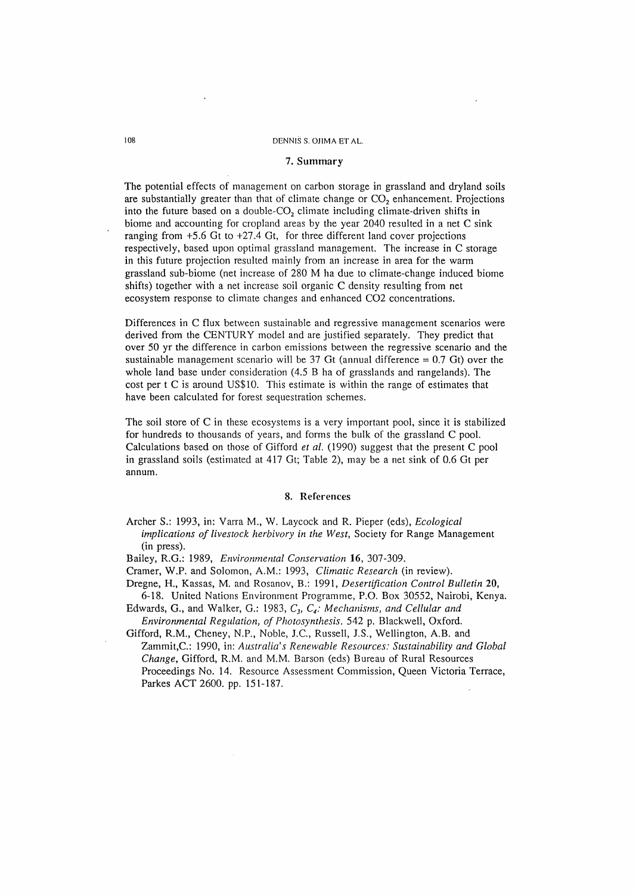## 7. Summary

The potential effects of management on carbon storage in grassland and dryland soils are substantially greater than that of climate change or $CO_2$ enhancement. Projections into the future based on a double-$CO_2$ climate including climate-driven shifts in biome and accounting for cropland areas by the year 2040 resulted in a net C sink ranging from +5.6 Gt to +27.4 Gt, for three different land cover projections respectively, based upon optimal grassland management. The increase in C storage in this future projection resulted mainly from an increase in area for the warm grassland sub-biome (net increase of 280 M ha due to climate-change induced biome shifts) together with a net increase soil organic C density resulting from net ecosystem response to climate changes and enhanced CO2 concentrations.

Differences in C flux between sustainable and regressive management scenarios were derived from the CENTURY model and are justified separately. They predict that over 50 yr the difference in carbon emissions between the regressive scenario and the sustainable management scenario will be 37 Gt (annual difference = 0.7 Gt) over the whole land base under consideration (4.5 B ha of grasslands and rangelands). The cost per t C is around US$10. This estimate is within the range of estimates that have been calculated for forest sequestration schemes.

The soil store of C in these ecosystems is a very important pool, since it is stabilized for hundreds to thousands of years, and forms the bulk of the grassland C pool. Calculations based on those of Gifford *et al.* (1990) suggest that the present C pool in grassland soils (estimated at 417 Gt; Table 2), may be a net sink of 0.6 Gt per annum.

## 8. References

Archer S.: 1993, in: Varra M., W. Laycock and R. Pieper (eds), *Ecological implications of livestock herbivory in the West*, Society for Range Management (in press).

Bailey, R.G.: 1989, *Environmental Conservation* **16**, 307-309.

Cramer, W.P. and Solomon, A.M.: 1993, *Climatic Research* (in review).

Dregne, H., Kassas, M. and Rosanov, B.: 1991, *Desertification Control Bulletin* **20**, 6-18. United Nations Environment Programme, P.O. Box 30552, Nairobi, Kenya.

Edwards, G., and Walker, G.: 1983, *$C_3$, $C_4$: Mechanisms, and Cellular and Environmental Regulation, of Photosynthesis*. 542 p. Blackwell, Oxford.

Gifford, R.M., Cheney, N.P., Noble, J.C., Russell, J.S., Wellington, A.B. and Zammit,C.: 1990, in: *Australia's Renewable Resources: Sustainability and Global Change*, Gifford, R.M. and M.M. Barson (eds) Bureau of Rural Resources Proceedings No. 14. Resource Assessment Commission, Queen Victoria Terrace, Parkes ACT 2600. pp. 151-187.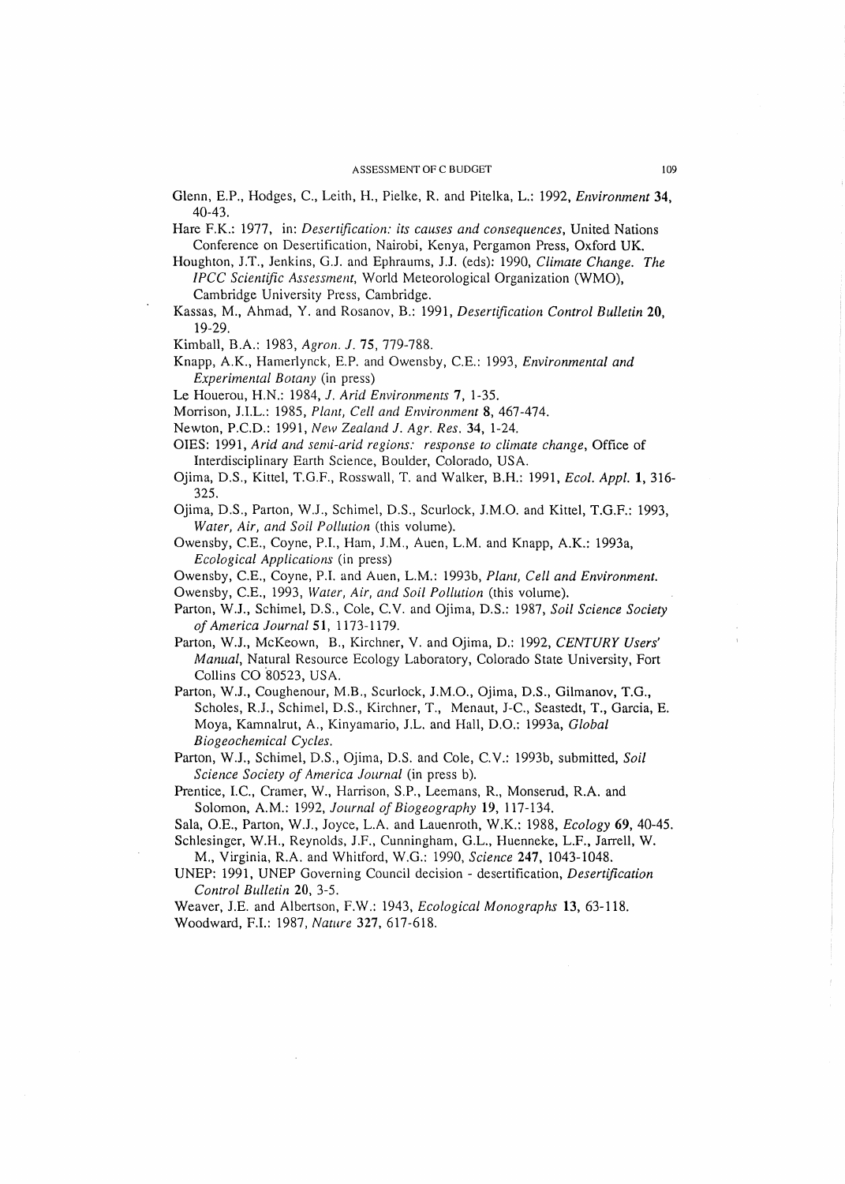Glenn, E.P., Hodges, C., Leith, H., Pielke, R. and Pitelka, L.: 1992, *Environment* **34**, 40-43.

Hare F.K.: 1977, in: *Desertification: its causes and consequences*, United Nations Conference on Desertification, Nairobi, Kenya, Pergamon Press, Oxford UK.

Houghton, J.T., Jenkins, G.J. and Ephraums, J.J. (eds): 1990, *Climate Change. The IPCC Scientific Assessment*, World Meteorological Organization (WMO), Cambridge University Press, Cambridge.

Kassas, M., Ahmad, Y. and Rosanov, B.: 1991, *Desertification Control Bulletin* **20**, 19-29.

Kimball, B.A.: 1983, *Agron. J.* **75**, 779-788.

Knapp, A.K., Hamerlynck, E.P. and Owensby, C.E.: 1993, *Environmental and Experimental Botany* (in press)

Le Houerou, H.N.: 1984, *J. Arid Environments* **7**, 1-35.

Morrison, J.I.L.: 1985, *Plant, Cell and Environment* **8**, 467-474.

Newton, P.C.D.: 1991, *New Zealand J. Agr. Res.* **34**, 1-24.

OIES: 1991, *Arid and semi-arid regions: response to climate change*, Office of Interdisciplinary Earth Science, Boulder, Colorado, USA.

Ojima, D.S., Kittel, T.G.F., Rosswall, T. and Walker, B.H.: 1991, *Ecol. Appl.* **1**, 316-325.

Ojima, D.S., Parton, W.J., Schimel, D.S., Scurlock, J.M.O. and Kittel, T.G.F.: 1993, *Water, Air, and Soil Pollution* (this volume).

Owensby, C.E., Coyne, P.I., Ham, J.M., Auen, L.M. and Knapp, A.K.: 1993a, *Ecological Applications* (in press)

Owensby, C.E., Coyne, P.I. and Auen, L.M.: 1993b, *Plant, Cell and Environment.*

Owensby, C.E., 1993, *Water, Air, and Soil Pollution* (this volume).

Parton, W.J., Schimel, D.S., Cole, C.V. and Ojima, D.S.: 1987, *Soil Science Society of America Journal* **51**, 1173-1179.

Parton, W.J., McKeown, B., Kirchner, V. and Ojima, D.: 1992, *CENTURY Users' Manual*, Natural Resource Ecology Laboratory, Colorado State University, Fort Collins CO 80523, USA.

Parton, W.J., Coughenour, M.B., Scurlock, J.M.O., Ojima, D.S., Gilmanov, T.G., Scholes, R.J., Schimel, D.S., Kirchner, T., Menaut, J-C., Seastedt, T., Garcia, E. Moya, Kamnalrut, A., Kinyamario, J.L. and Hall, D.O.: 1993a, *Global Biogeochemical Cycles.*

Parton, W.J., Schimel, D.S., Ojima, D.S. and Cole, C.V.: 1993b, submitted, *Soil Science Society of America Journal* (in press b).

Prentice, I.C., Cramer, W., Harrison, S.P., Leemans, R., Monserud, R.A. and Solomon, A.M.: 1992, *Journal of Biogeography* **19**, 117-134.

Sala, O.E., Parton, W.J., Joyce, L.A. and Lauenroth, W.K.: 1988, *Ecology* **69**, 40-45.

Schlesinger, W.H., Reynolds, J.F., Cunningham, G.L., Huenneke, L.F., Jarrell, W. M., Virginia, R.A. and Whitford, W.G.: 1990, *Science* **247**, 1043-1048.

UNEP: 1991, UNEP Governing Council decision - desertification, *Desertification Control Bulletin* **20**, 3-5.

Weaver, J.E. and Albertson, F.W.: 1943, *Ecological Monographs* **13**, 63-118.

Woodward, F.I.: 1987, *Nature* **327**, 617-618.